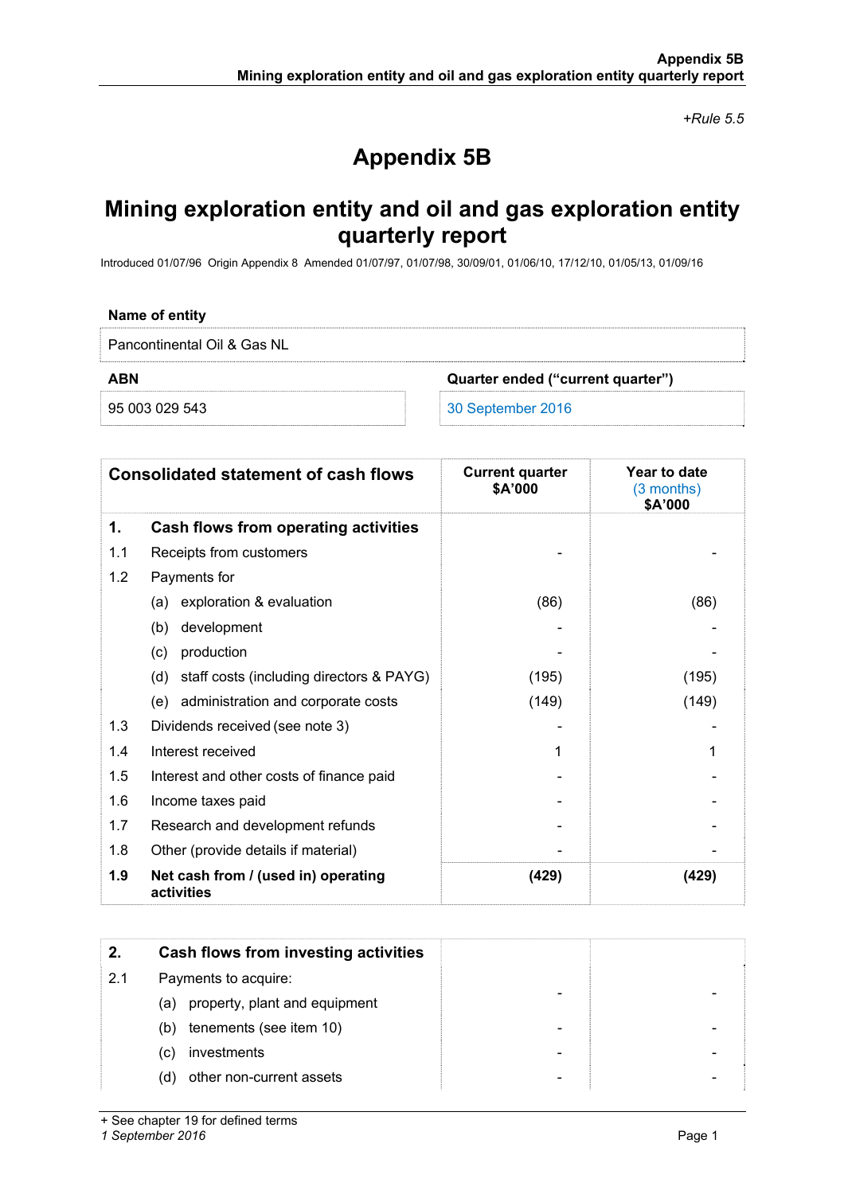*+Rule 5.5*

# Appendix 5B

# Mining exploration entity and oil and gas exploration entity quarterly report

Introduced 01/07/96 Origin Appendix 8 Amended 01/07/97, 01/07/98, 30/09/01, 01/06/10, 17/12/10, 01/05/13, 01/09/16

**Name of entity**

Pancontinental Oil & Gas NL

| **ABN** | **Quarter ended ("current quarter")** |
|---|---|
| 95 003 029 543 | 30 September 2016 |

| **Consolidated statement of cash flows** | | **Current quarter $A'000** | **Year to date (3 months) $A'000** |
|---|---|---|---|
| **1.** | **Cash flows from operating activities** | | |
| 1.1 | Receipts from customers | - | - |
| 1.2 | Payments for | | |
| | (a) exploration & evaluation | (86) | (86) |
| | (b) development | - | - |
| | (c) production | - | - |
| | (d) staff costs (including directors & PAYG) | (195) | (195) |
| | (e) administration and corporate costs | (149) | (149) |
| 1.3 | Dividends received (see note 3) | - | - |
| 1.4 | Interest received | 1 | 1 |
| 1.5 | Interest and other costs of finance paid | - | - |
| 1.6 | Income taxes paid | - | - |
| 1.7 | Research and development refunds | - | - |
| 1.8 | Other (provide details if material) | - | - |
| **1.9** | **Net cash from / (used in) operating activities** | **(429)** | **(429)** |

| | | | |
|---|---|---|---|
| **2.** | **Cash flows from investing activities** | | |
| 2.1 | Payments to acquire: | | |
| | (a) property, plant and equipment | - | - |
| | (b) tenements (see item 10) | - | - |
| | (c) investments | - | - |
| | (d) other non-current assets | - | - |

+ See chapter 19 for defined terms
*1 September 2016*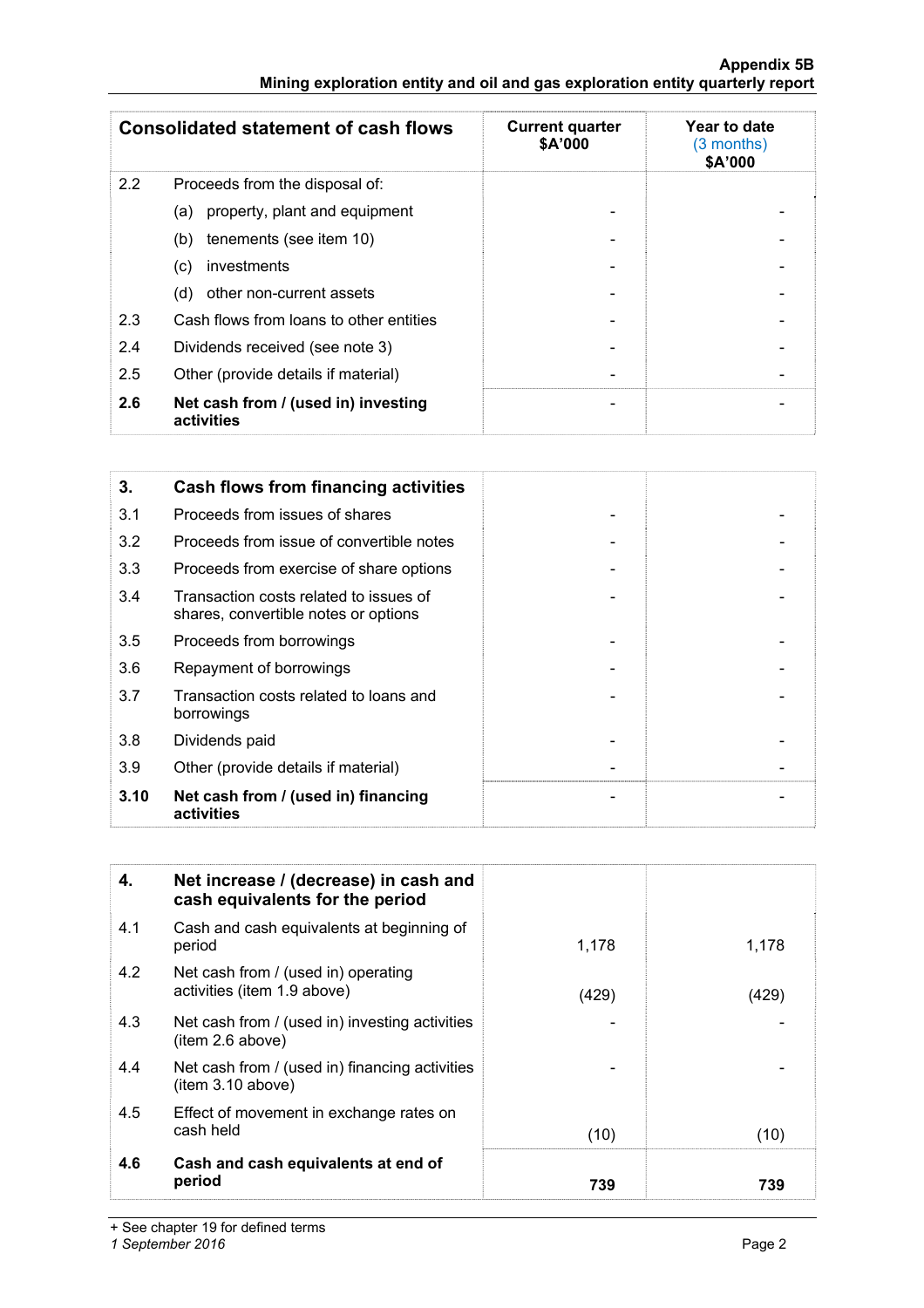| Consolidated statement of cash flows | | Current quarter $A'000 | Year to date (3 months) $A'000 |
|---|---|---|---|
| 2.2 | Proceeds from the disposal of: | | |
| | (a) property, plant and equipment | - | - |
| | (b) tenements (see item 10) | - | - |
| | (c) investments | - | - |
| | (d) other non-current assets | - | - |
| 2.3 | Cash flows from loans to other entities | - | - |
| 2.4 | Dividends received (see note 3) | - | - |
| 2.5 | Other (provide details if material) | - | - |
| **2.6** | **Net cash from / (used in) investing activities** | - | - |

| **3.** | **Cash flows from financing activities** | | |
|---|---|---|---|
| 3.1 | Proceeds from issues of shares | - | - |
| 3.2 | Proceeds from issue of convertible notes | - | - |
| 3.3 | Proceeds from exercise of share options | - | - |
| 3.4 | Transaction costs related to issues of shares, convertible notes or options | - | - |
| 3.5 | Proceeds from borrowings | - | - |
| 3.6 | Repayment of borrowings | - | - |
| 3.7 | Transaction costs related to loans and borrowings | - | - |
| 3.8 | Dividends paid | - | - |
| 3.9 | Other (provide details if material) | - | - |
| **3.10** | **Net cash from / (used in) financing activities** | - | - |

| **4.** | **Net increase / (decrease) in cash and cash equivalents for the period** | | |
|---|---|---|---|
| 4.1 | Cash and cash equivalents at beginning of period | 1,178 | 1,178 |
| 4.2 | Net cash from / (used in) operating activities (item 1.9 above) | (429) | (429) |
| 4.3 | Net cash from / (used in) investing activities (item 2.6 above) | - | - |
| 4.4 | Net cash from / (used in) financing activities (item 3.10 above) | - | - |
| 4.5 | Effect of movement in exchange rates on cash held | (10) | (10) |
| **4.6** | **Cash and cash equivalents at end of period** | **739** | **739** |

+ See chapter 19 for defined terms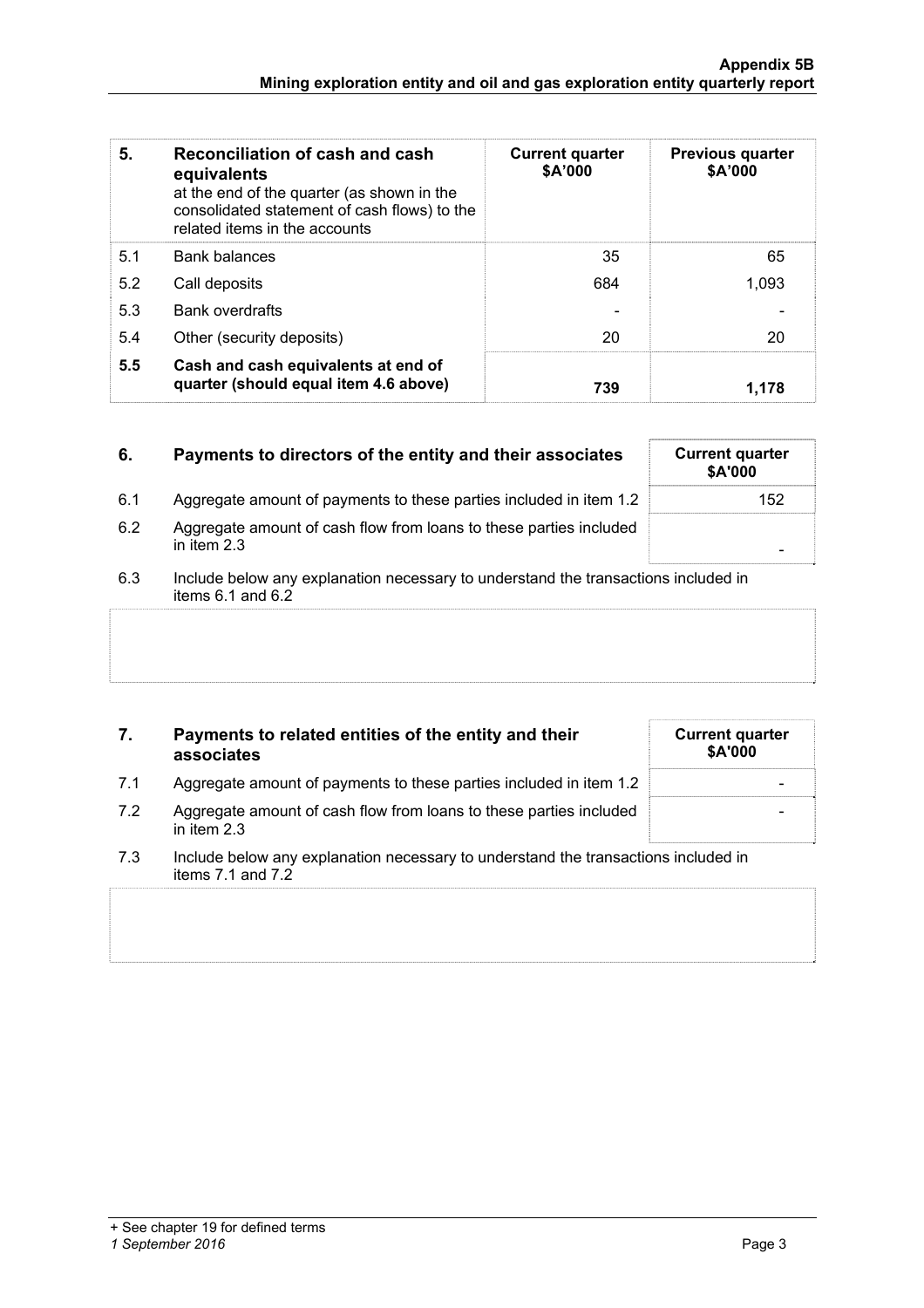| 5. | Reconciliation of cash and cash equivalents at the end of the quarter (as shown in the consolidated statement of cash flows) to the related items in the accounts | Current quarter $A'000 | Previous quarter $A'000 |
|---|---|---|---|
| 5.1 | Bank balances | 35 | 65 |
| 5.2 | Call deposits | 684 | 1,093 |
| 5.3 | Bank overdrafts | - | - |
| 5.4 | Other (security deposits) | 20 | 20 |
| **5.5** | **Cash and cash equivalents at end of quarter (should equal item 4.6 above)** | **739** | **1,178** |

| 6. | Payments to directors of the entity and their associates | Current quarter $A'000 |
|---|---|---|
| 6.1 | Aggregate amount of payments to these parties included in item 1.2 | 152 |
| 6.2 | Aggregate amount of cash flow from loans to these parties included in item 2.3 | - |

6.3 Include below any explanation necessary to understand the transactions included in items 6.1 and 6.2

| 7. | Payments to related entities of the entity and their associates | Current quarter $A'000 |
|---|---|---|
| 7.1 | Aggregate amount of payments to these parties included in item 1.2 | - |
| 7.2 | Aggregate amount of cash flow from loans to these parties included in item 2.3 | - |

7.3 Include below any explanation necessary to understand the transactions included in items 7.1 and 7.2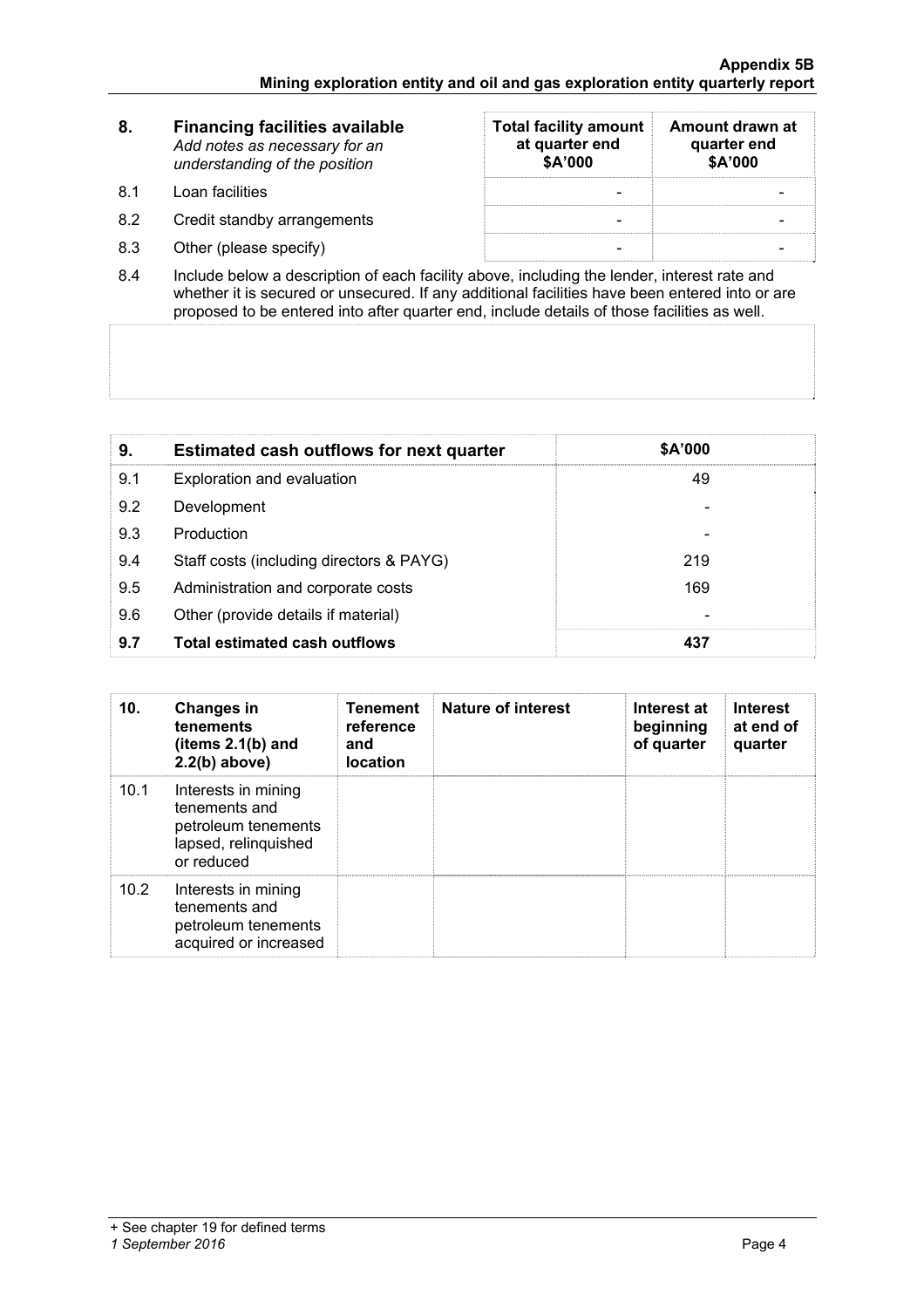| 8. | Financing facilities available<br>*Add notes as necessary for an understanding of the position* | Total facility amount at quarter end<br>$A'000 | Amount drawn at quarter end<br>$A'000 |
|---|---|---|---|
| 8.1 | Loan facilities | - | - |
| 8.2 | Credit standby arrangements | - | - |
| 8.3 | Other (please specify) | - | - |

8.4 Include below a description of each facility above, including the lender, interest rate and whether it is secured or unsecured. If any additional facilities have been entered into or are proposed to be entered into after quarter end, include details of those facilities as well.

| 9. | Estimated cash outflows for next quarter | $A'000 |
|---|---|---|
| 9.1 | Exploration and evaluation | 49 |
| 9.2 | Development | - |
| 9.3 | Production | - |
| 9.4 | Staff costs (including directors & PAYG) | 219 |
| 9.5 | Administration and corporate costs | 169 |
| 9.6 | Other (provide details if material) | - |
| **9.7** | **Total estimated cash outflows** | **437** |

| 10. | Changes in tenements (items 2.1(b) and 2.2(b) above) | Tenement reference and location | Nature of interest | Interest at beginning of quarter | Interest at end of quarter |
|---|---|---|---|---|---|
| 10.1 | Interests in mining tenements and petroleum tenements lapsed, relinquished or reduced | | | | |
| 10.2 | Interests in mining tenements and petroleum tenements acquired or increased | | | | |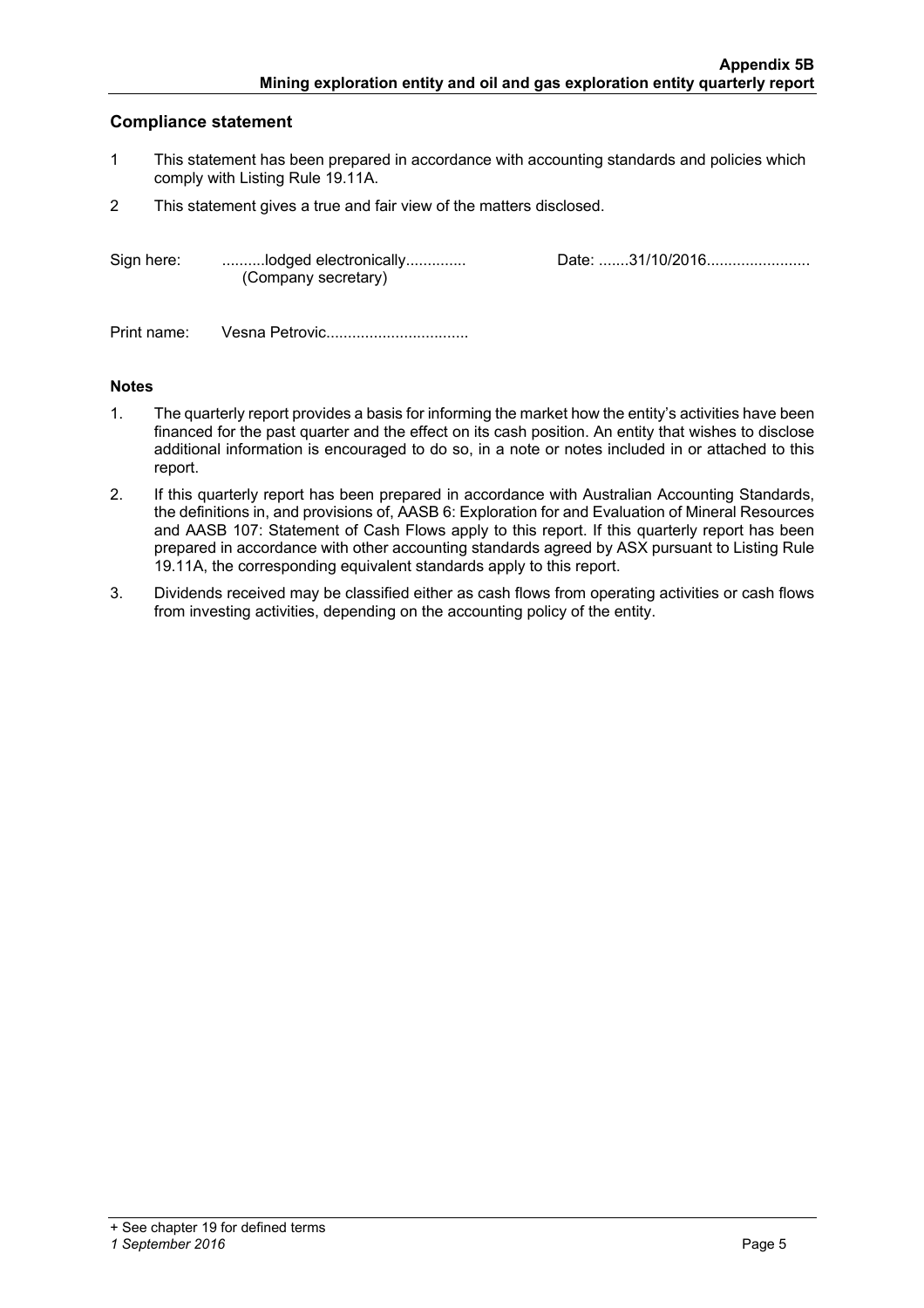## Compliance statement

1 This statement has been prepared in accordance with accounting standards and policies which comply with Listing Rule 19.11A.

2 This statement gives a true and fair view of the matters disclosed.

Sign here: ..........lodged electronically.............. (Company secretary)

Date: .......31/10/2016........................

Print name: Vesna Petrovic.................................

**Notes**

1. The quarterly report provides a basis for informing the market how the entity's activities have been financed for the past quarter and the effect on its cash position. An entity that wishes to disclose additional information is encouraged to do so, in a note or notes included in or attached to this report.
2. If this quarterly report has been prepared in accordance with Australian Accounting Standards, the definitions in, and provisions of, AASB 6: Exploration for and Evaluation of Mineral Resources and AASB 107: Statement of Cash Flows apply to this report. If this quarterly report has been prepared in accordance with other accounting standards agreed by ASX pursuant to Listing Rule 19.11A, the corresponding equivalent standards apply to this report.
3. Dividends received may be classified either as cash flows from operating activities or cash flows from investing activities, depending on the accounting policy of the entity.